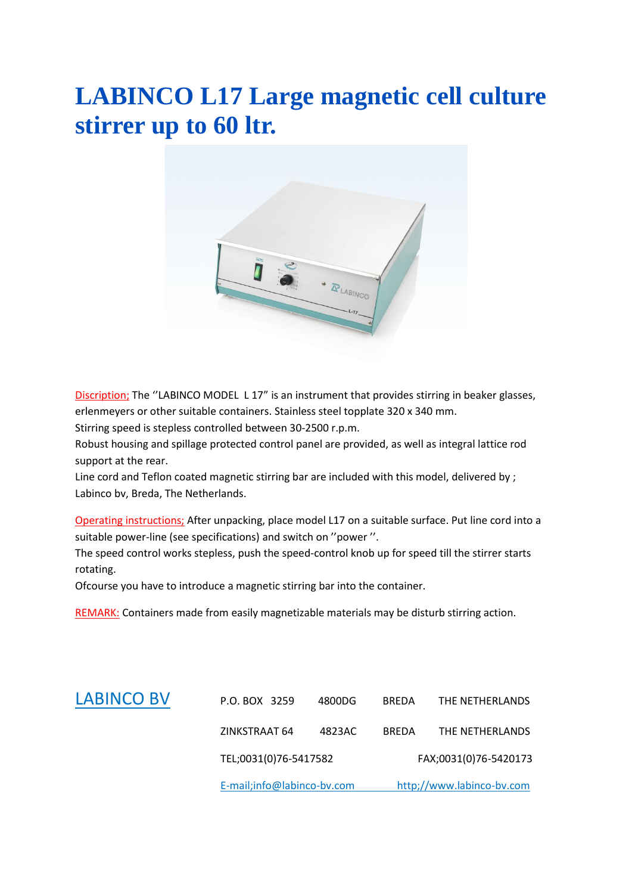# LABINCO L17 Large magnetic cell culture stirrer up to 60 ltr.

Discription; The ''LABINCO MODEL L 17" is an instrument that provides stirring in beaker glasses, erlenmeyers or other suitable containers. Stainless steel topplate 320 x 340 mm.
Stirring speed is stepless controlled between 30-2500 r.p.m.
Robust housing and spillage protected control panel are provided, as well as integral lattice rod support at the rear.
Line cord and Teflon coated magnetic stirring bar are included with this model, delivered by ; Labinco bv, Breda, The Netherlands.

Operating instructions; After unpacking, place model L17 on a suitable surface. Put line cord into a suitable power-line (see specifications) and switch on ''power ''.
The speed control works stepless, push the speed-control knob up for speed till the stirrer starts rotating.
Ofcourse you have to introduce a magnetic stirring bar into the container.

REMARK: Containers made from easily magnetizable materials may be disturb stirring action.

LABINCO BV

| P.O. BOX 3259 | 4800DG | BREDA | THE NETHERLANDS |
|---|---|---|---|
| ZINKSTRAAT 64 | 4823AC | BREDA | THE NETHERLANDS |
| TEL;0031(0)76-5417582 | | FAX;0031(0)76-5420173 | |
| E-mail;info@labinco-bv.com | | http;//www.labinco-bv.com | |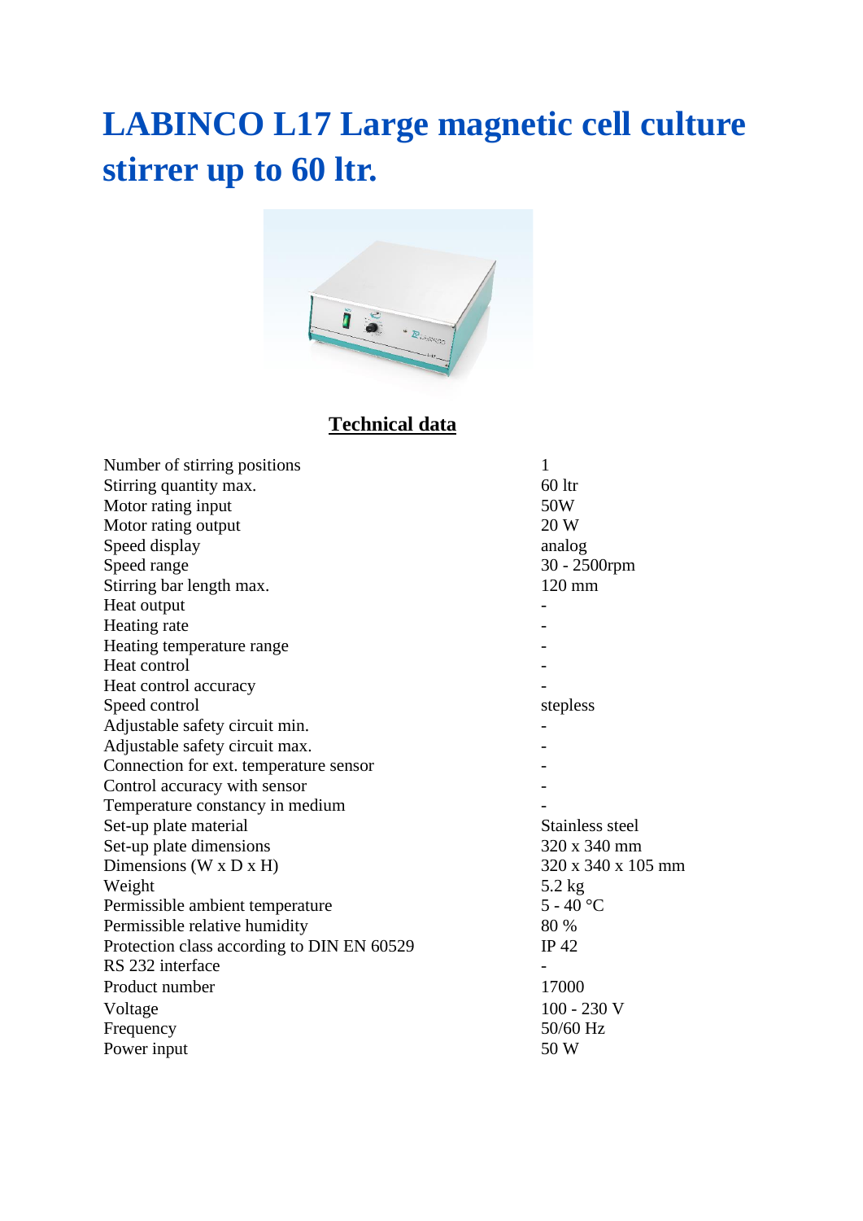# LABINCO L17 Large magnetic cell culture stirrer up to 60 ltr.

## Technical data

| | |
|---|---|
| Number of stirring positions | 1 |
| Stirring quantity max. | 60 ltr |
| Motor rating input | 50W |
| Motor rating output | 20 W |
| Speed display | analog |
| Speed range | 30 - 2500rpm |
| Stirring bar length max. | 120 mm |
| Heat output | - |
| Heating rate | - |
| Heating temperature range | - |
| Heat control | - |
| Heat control accuracy | - |
| Speed control | stepless |
| Adjustable safety circuit min. | - |
| Adjustable safety circuit max. | - |
| Connection for ext. temperature sensor | - |
| Control accuracy with sensor | - |
| Temperature constancy in medium | - |
| Set-up plate material | Stainless steel |
| Set-up plate dimensions | 320 x 340 mm |
| Dimensions (W x D x H) | 320 x 340 x 105 mm |
| Weight | 5.2 kg |
| Permissible ambient temperature | 5 - 40 °C |
| Permissible relative humidity | 80 % |
| Protection class according to DIN EN 60529 | IP 42 |
| RS 232 interface | - |
| Product number | 17000 |
| Voltage | 100 - 230 V |
| Frequency | 50/60 Hz |
| Power input | 50 W |